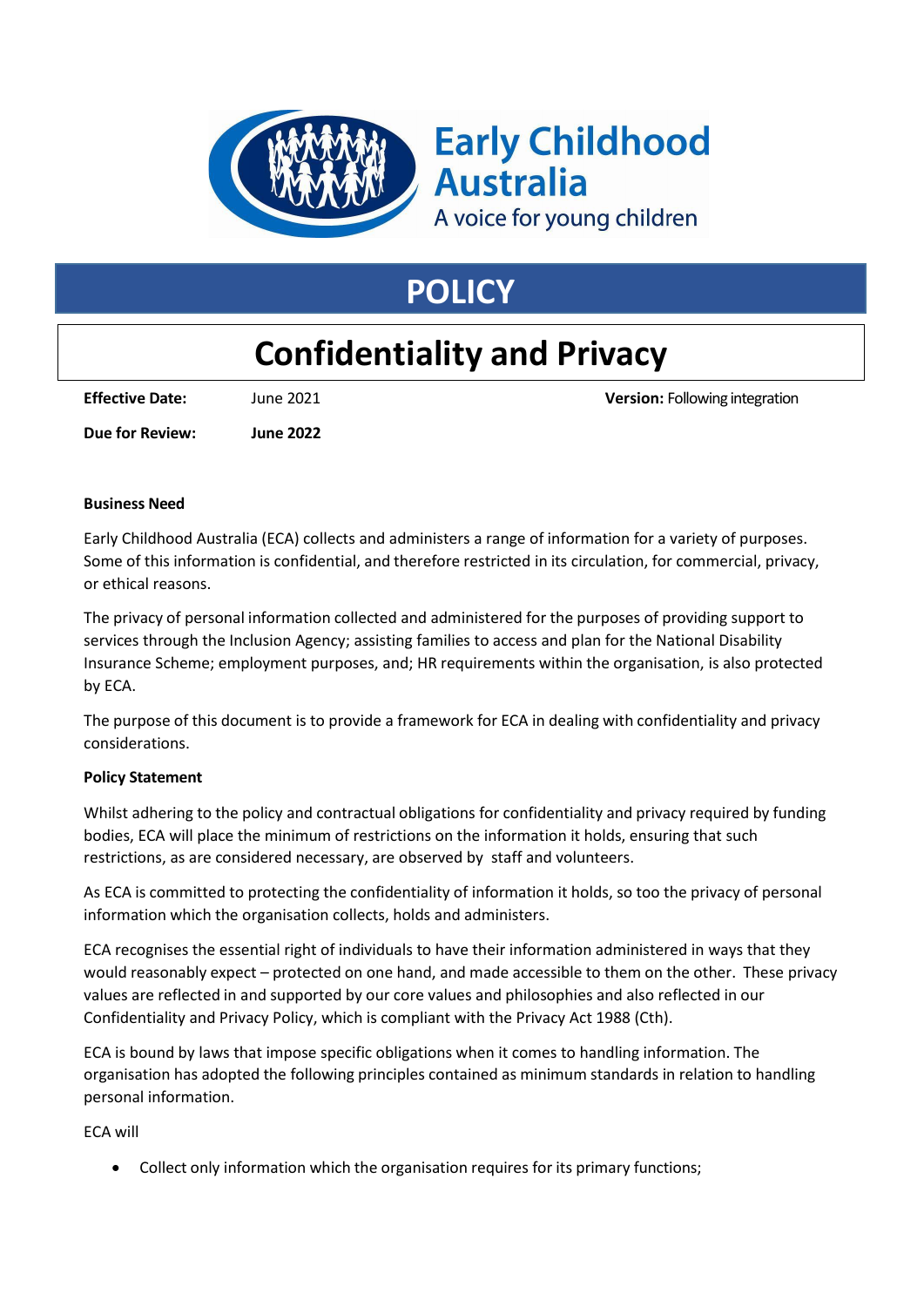Early Childhood Australia

A voice for young children

# POLICY

# Confidentiality and Privacy

**Effective Date:** June 2021 **Version:** Following integration

**Due for Review:** **June 2022**

**Business Need**

Early Childhood Australia (ECA) collects and administers a range of information for a variety of purposes. Some of this information is confidential, and therefore restricted in its circulation, for commercial, privacy, or ethical reasons.

The privacy of personal information collected and administered for the purposes of providing support to services through the Inclusion Agency; assisting families to access and plan for the National Disability Insurance Scheme; employment purposes, and; HR requirements within the organisation, is also protected by ECA.

The purpose of this document is to provide a framework for ECA in dealing with confidentiality and privacy considerations.

**Policy Statement**

Whilst adhering to the policy and contractual obligations for confidentiality and privacy required by funding bodies, ECA will place the minimum of restrictions on the information it holds, ensuring that such restrictions, as are considered necessary, are observed by staff and volunteers.

As ECA is committed to protecting the confidentiality of information it holds, so too the privacy of personal information which the organisation collects, holds and administers.

ECA recognises the essential right of individuals to have their information administered in ways that they would reasonably expect – protected on one hand, and made accessible to them on the other. These privacy values are reflected in and supported by our core values and philosophies and also reflected in our Confidentiality and Privacy Policy, which is compliant with the Privacy Act 1988 (Cth).

ECA is bound by laws that impose specific obligations when it comes to handling information. The organisation has adopted the following principles contained as minimum standards in relation to handling personal information.

ECA will

- Collect only information which the organisation requires for its primary functions;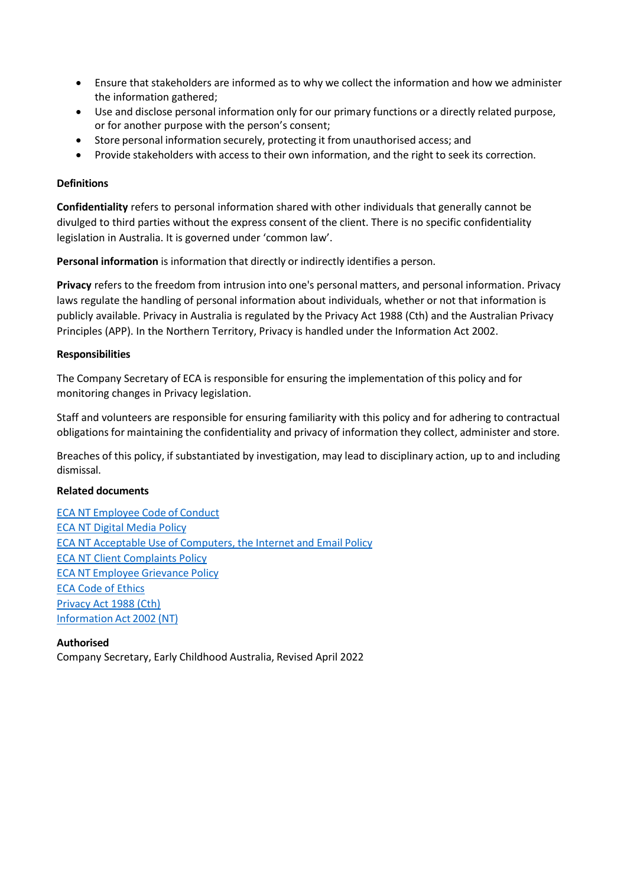- Ensure that stakeholders are informed as to why we collect the information and how we administer the information gathered;
- Use and disclose personal information only for our primary functions or a directly related purpose, or for another purpose with the person's consent;
- Store personal information securely, protecting it from unauthorised access; and
- Provide stakeholders with access to their own information, and the right to seek its correction.

**Definitions**

**Confidentiality** refers to personal information shared with other individuals that generally cannot be divulged to third parties without the express consent of the client. There is no specific confidentiality legislation in Australia. It is governed under 'common law'.

**Personal information** is information that directly or indirectly identifies a person.

**Privacy** refers to the freedom from intrusion into one's personal matters, and personal information. Privacy laws regulate the handling of personal information about individuals, whether or not that information is publicly available. Privacy in Australia is regulated by the Privacy Act 1988 (Cth) and the Australian Privacy Principles (APP). In the Northern Territory, Privacy is handled under the Information Act 2002.

**Responsibilities**

The Company Secretary of ECA is responsible for ensuring the implementation of this policy and for monitoring changes in Privacy legislation.

Staff and volunteers are responsible for ensuring familiarity with this policy and for adhering to contractual obligations for maintaining the confidentiality and privacy of information they collect, administer and store.

Breaches of this policy, if substantiated by investigation, may lead to disciplinary action, up to and including dismissal.

**Related documents**

ECA NT Employee Code of Conduct
ECA NT Digital Media Policy
ECA NT Acceptable Use of Computers, the Internet and Email Policy
ECA NT Client Complaints Policy
ECA NT Employee Grievance Policy
ECA Code of Ethics
Privacy Act 1988 (Cth)
Information Act 2002 (NT)

**Authorised**
Company Secretary, Early Childhood Australia, Revised April 2022